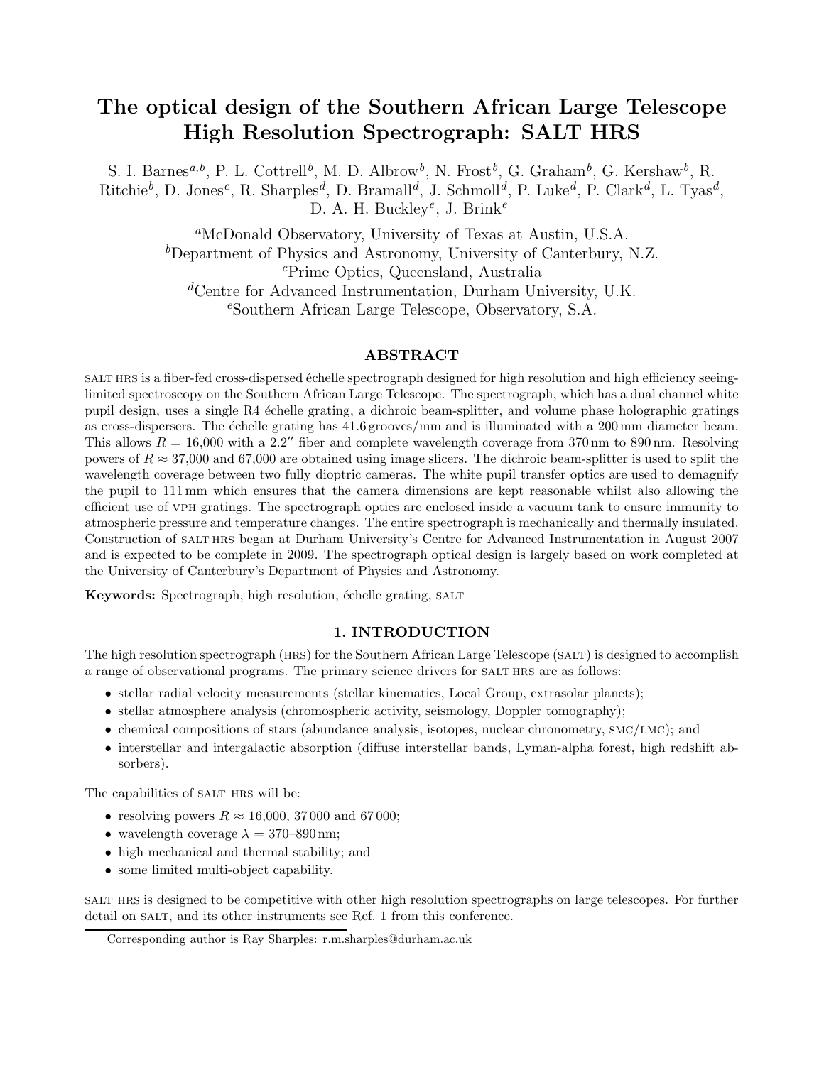# The optical design of the Southern African Large Telescope High Resolution Spectrograph: SALT HRS

S. I. Barnes[a,b], P. L. Cottrell[b], M. D. Albrow[b], N. Frost[b], G. Graham[b], G. Kershaw[b], R. Ritchie[b], D. Jones[c], R. Sharples[d], D. Bramall[d], J. Schmoll[d], P. Luke[d], P. Clark[d], L. Tyas[d], D. A. H. Buckley[e], J. Brink[e]

[a]McDonald Observatory, University of Texas at Austin, U.S.A.
[b]Department of Physics and Astronomy, University of Canterbury, N.Z.
[c]Prime Optics, Queensland, Australia
[d]Centre for Advanced Instrumentation, Durham University, U.K.
[e]Southern African Large Telescope, Observatory, S.A.

## ABSTRACT

SALT HRS is a fiber-fed cross-dispersed échelle spectrograph designed for high resolution and high efficiency seeing-limited spectroscopy on the Southern African Large Telescope. The spectrograph, which has a dual channel white pupil design, uses a single R4 échelle grating, a dichroic beam-splitter, and volume phase holographic gratings as cross-dispersers. The échelle grating has 41.6 grooves/mm and is illuminated with a 200 mm diameter beam. This allows $R = 16{,}000$ with a 2.2′′ fiber and complete wavelength coverage from 370 nm to 890 nm. Resolving powers of $R \approx 37{,}000$ and 67,000 are obtained using image slicers. The dichroic beam-splitter is used to split the wavelength coverage between two fully dioptric cameras. The white pupil transfer optics are used to demagnify the pupil to 111 mm which ensures that the camera dimensions are kept reasonable whilst also allowing the efficient use of VPH gratings. The spectrograph optics are enclosed inside a vacuum tank to ensure immunity to atmospheric pressure and temperature changes. The entire spectrograph is mechanically and thermally insulated. Construction of SALT HRS began at Durham University's Centre for Advanced Instrumentation in August 2007 and is expected to be complete in 2009. The spectrograph optical design is largely based on work completed at the University of Canterbury's Department of Physics and Astronomy.

**Keywords:** Spectrograph, high resolution, échelle grating, SALT

## 1. INTRODUCTION

The high resolution spectrograph (HRS) for the Southern African Large Telescope (SALT) is designed to accomplish a range of observational programs. The primary science drivers for SALT HRS are as follows:

- stellar radial velocity measurements (stellar kinematics, Local Group, extrasolar planets);
- stellar atmosphere analysis (chromospheric activity, seismology, Doppler tomography);
- chemical compositions of stars (abundance analysis, isotopes, nuclear chronometry, SMC/LMC); and
- interstellar and intergalactic absorption (diffuse interstellar bands, Lyman-alpha forest, high redshift absorbers).

The capabilities of SALT HRS will be:

- resolving powers $R \approx 16{,}000$, 37 000 and 67 000;
- wavelength coverage $\lambda = 370$–890 nm;
- high mechanical and thermal stability; and
- some limited multi-object capability.

SALT HRS is designed to be competitive with other high resolution spectrographs on large telescopes. For further detail on SALT, and its other instruments see Ref. 1 from this conference.

Corresponding author is Ray Sharples: r.m.sharples@durham.ac.uk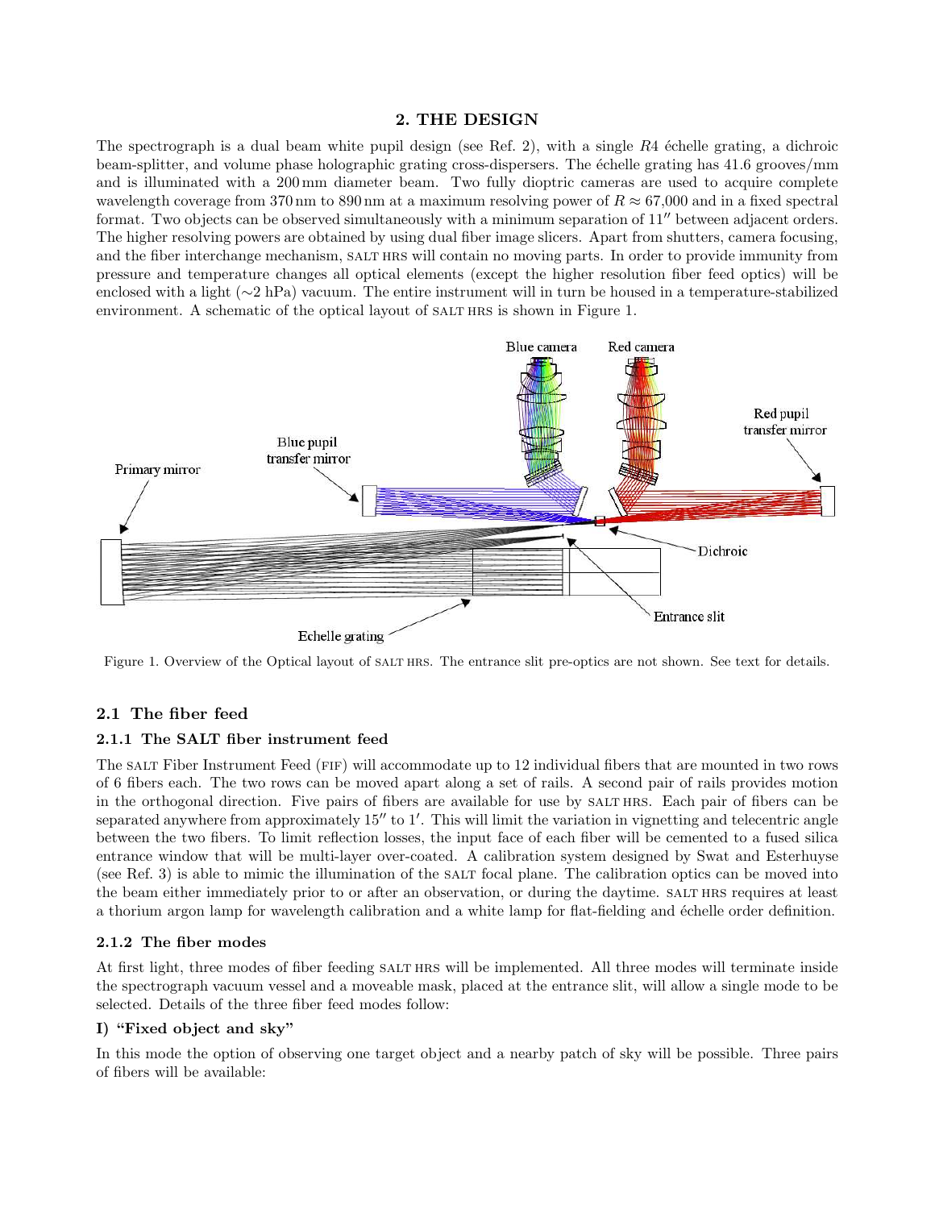## 2. THE DESIGN

The spectrograph is a dual beam white pupil design (see Ref. 2), with a single $R4$ échelle grating, a dichroic beam-splitter, and volume phase holographic grating cross-dispersers. The échelle grating has 41.6 grooves/mm and is illuminated with a 200 mm diameter beam. Two fully dioptric cameras are used to acquire complete wavelength coverage from 370 nm to 890 nm at a maximum resolving power of $R \approx 67{,}000$ and in a fixed spectral format. Two objects can be observed simultaneously with a minimum separation of $11''$ between adjacent orders. The higher resolving powers are obtained by using dual fiber image slicers. Apart from shutters, camera focusing, and the fiber interchange mechanism, SALT HRS will contain no moving parts. In order to provide immunity from pressure and temperature changes all optical elements (except the higher resolution fiber feed optics) will be enclosed with a light ($\sim$2 hPa) vacuum. The entire instrument will in turn be housed in a temperature-stabilized environment. A schematic of the optical layout of SALT HRS is shown in Figure 1.

Figure 1. Overview of the Optical layout of SALT HRS. The entrance slit pre-optics are not shown. See text for details.

### 2.1 The fiber feed

#### 2.1.1 The SALT fiber instrument feed

The SALT Fiber Instrument Feed (FIF) will accommodate up to 12 individual fibers that are mounted in two rows of 6 fibers each. The two rows can be moved apart along a set of rails. A second pair of rails provides motion in the orthogonal direction. Five pairs of fibers are available for use by SALT HRS. Each pair of fibers can be separated anywhere from approximately $15''$ to $1'$. This will limit the variation in vignetting and telecentric angle between the two fibers. To limit reflection losses, the input face of each fiber will be cemented to a fused silica entrance window that will be multi-layer over-coated. A calibration system designed by Swat and Esterhuyse (see Ref. 3) is able to mimic the illumination of the SALT focal plane. The calibration optics can be moved into the beam either immediately prior to or after an observation, or during the daytime. SALT HRS requires at least a thorium argon lamp for wavelength calibration and a white lamp for flat-fielding and échelle order definition.

#### 2.1.2 The fiber modes

At first light, three modes of fiber feeding SALT HRS will be implemented. All three modes will terminate inside the spectrograph vacuum vessel and a moveable mask, placed at the entrance slit, will allow a single mode to be selected. Details of the three fiber feed modes follow:

**I) "Fixed object and sky"**

In this mode the option of observing one target object and a nearby patch of sky will be possible. Three pairs of fibers will be available: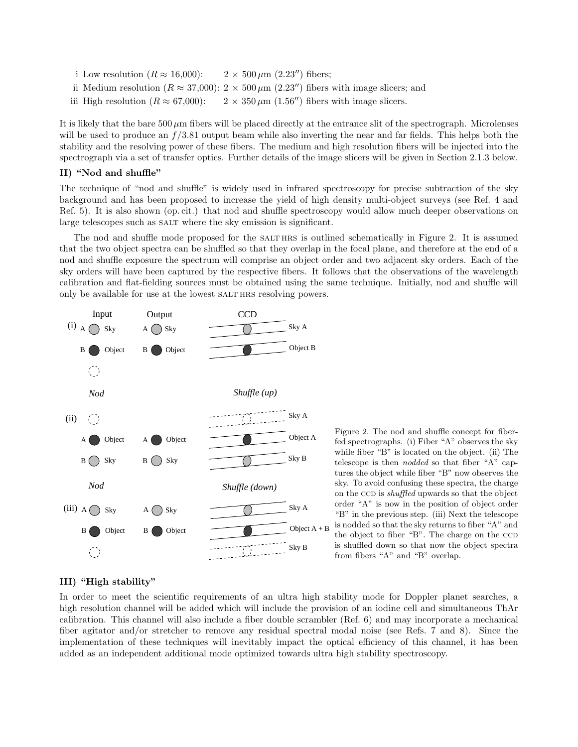i Low resolution ($R \approx 16{,}000$): $2 \times 500\,\mu$m ($2.23''$) fibers;

ii Medium resolution ($R \approx 37{,}000$): $2 \times 500\,\mu$m ($2.23''$) fibers with image slicers; and

iii High resolution ($R \approx 67{,}000$): $2 \times 350\,\mu$m ($1.56''$) fibers with image slicers.

It is likely that the bare $500\,\mu$m fibers will be placed directly at the entrance slit of the spectrograph. Microlenses will be used to produce an $f/3.81$ output beam while also inverting the near and far fields. This helps both the stability and the resolving power of these fibers. The medium and high resolution fibers will be injected into the spectrograph via a set of transfer optics. Further details of the image slicers will be given in Section 2.1.3 below.

**II) "Nod and shuffle"**

The technique of "nod and shuffle" is widely used in infrared spectroscopy for precise subtraction of the sky background and has been proposed to increase the yield of high density multi-object surveys (see Ref. 4 and Ref. 5). It is also shown (op. cit.) that nod and shuffle spectroscopy would allow much deeper observations on large telescopes such as SALT where the sky emission is significant.

The nod and shuffle mode proposed for the SALT HRS is outlined schematically in Figure 2. It is assumed that the two object spectra can be shuffled so that they overlap in the focal plane, and therefore at the end of a nod and shuffle exposure the spectrum will comprise an object order and two adjacent sky orders. Each of the sky orders will have been captured by the respective fibers. It follows that the observations of the wavelength calibration and flat-fielding sources must be obtained using the same technique. Initially, nod and shuffle will only be available for use at the lowest SALT HRS resolving powers.

Figure 2. The nod and shuffle concept for fiber-fed spectrographs. (i) Fiber "A" observes the sky while fiber "B" is located on the object. (ii) The telescope is then *nodded* so that fiber "A" captures the object while fiber "B" now observes the sky. To avoid confusing these spectra, the charge on the CCD is *shuffled* upwards so that the object order "A" is now in the position of object order "B" in the previous step. (iii) Next the telescope is nodded so that the sky returns to fiber "A" and the object to fiber "B". The charge on the CCD is shuffled down so that now the object spectra from fibers "A" and "B" overlap.

**III) "High stability"**

In order to meet the scientific requirements of an ultra high stability mode for Doppler planet searches, a high resolution channel will be added which will include the provision of an iodine cell and simultaneous ThAr calibration. This channel will also include a fiber double scrambler (Ref. 6) and may incorporate a mechanical fiber agitator and/or stretcher to remove any residual spectral modal noise (see Refs. 7 and 8). Since the implementation of these techniques will inevitably impact the optical efficiency of this channel, it has been added as an independent additional mode optimized towards ultra high stability spectroscopy.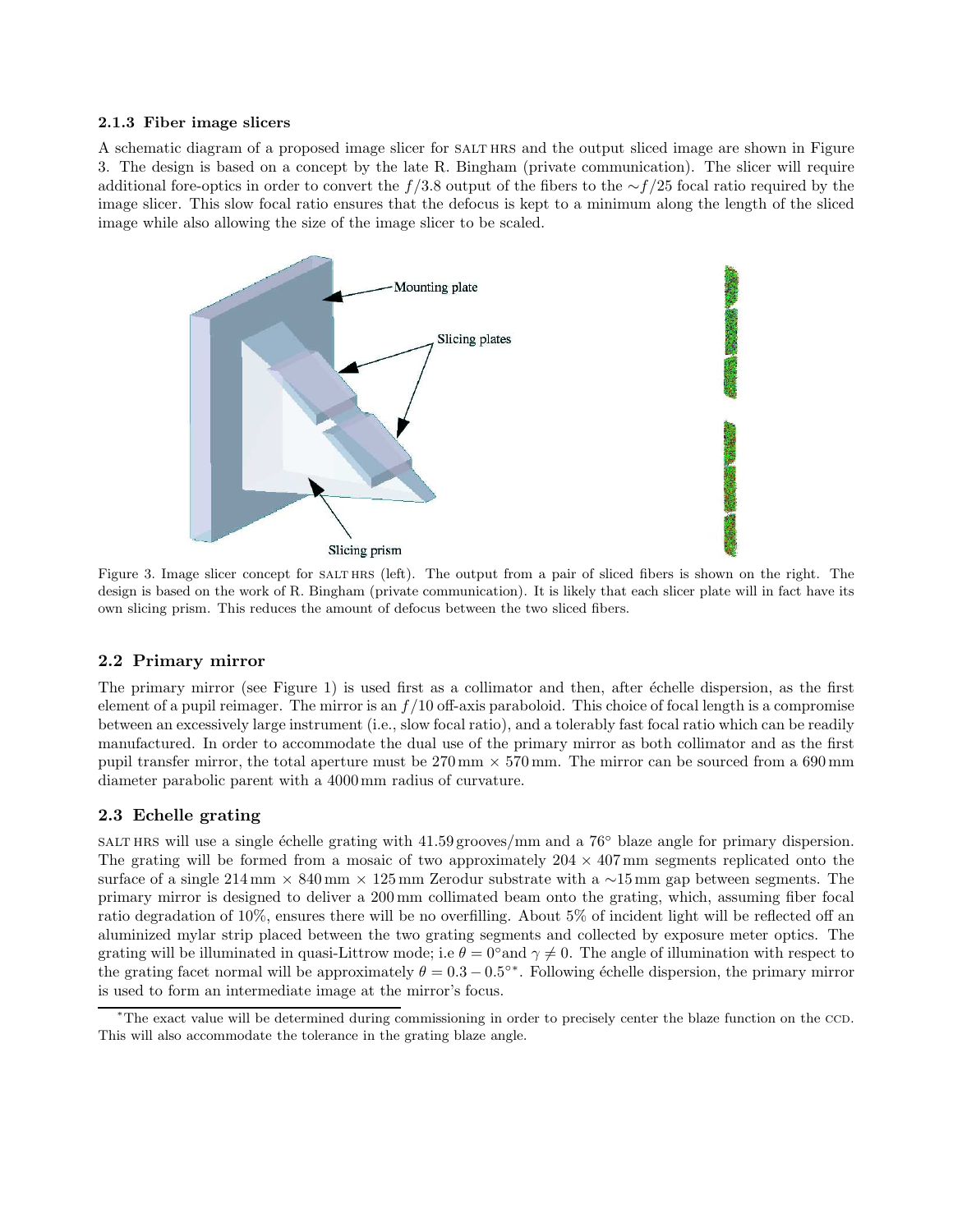### 2.1.3 Fiber image slicers

A schematic diagram of a proposed image slicer for SALT HRS and the output sliced image are shown in Figure 3. The design is based on a concept by the late R. Bingham (private communication). The slicer will require additional fore-optics in order to convert the $f/3.8$ output of the fibers to the $\sim f/25$ focal ratio required by the image slicer. This slow focal ratio ensures that the defocus is kept to a minimum along the length of the sliced image while also allowing the size of the image slicer to be scaled.

Figure 3. Image slicer concept for SALT HRS (left). The output from a pair of sliced fibers is shown on the right. The design is based on the work of R. Bingham (private communication). It is likely that each slicer plate will in fact have its own slicing prism. This reduces the amount of defocus between the two sliced fibers.

## 2.2 Primary mirror

The primary mirror (see Figure 1) is used first as a collimator and then, after échelle dispersion, as the first element of a pupil reimager. The mirror is an $f/10$ off-axis paraboloid. This choice of focal length is a compromise between an excessively large instrument (i.e., slow focal ratio), and a tolerably fast focal ratio which can be readily manufactured. In order to accommodate the dual use of the primary mirror as both collimator and as the first pupil transfer mirror, the total aperture must be 270 mm × 570 mm. The mirror can be sourced from a 690 mm diameter parabolic parent with a 4000 mm radius of curvature.

## 2.3 Echelle grating

SALT HRS will use a single échelle grating with 41.59 grooves/mm and a 76° blaze angle for primary dispersion. The grating will be formed from a mosaic of two approximately 204 × 407 mm segments replicated onto the surface of a single 214 mm × 840 mm × 125 mm Zerodur substrate with a ∼15 mm gap between segments. The primary mirror is designed to deliver a 200 mm collimated beam onto the grating, which, assuming fiber focal ratio degradation of 10%, ensures there will be no overfilling. About 5% of incident light will be reflected off an aluminized mylar strip placed between the two grating segments and collected by exposure meter optics. The grating will be illuminated in quasi-Littrow mode; i.e $\theta = 0°$ and $\gamma \neq 0$. The angle of illumination with respect to the grating facet normal will be approximately $\theta = 0.3 - 0.5°$*. Following échelle dispersion, the primary mirror is used to form an intermediate image at the mirror's focus.

*The exact value will be determined during commissioning in order to precisely center the blaze function on the CCD. This will also accommodate the tolerance in the grating blaze angle.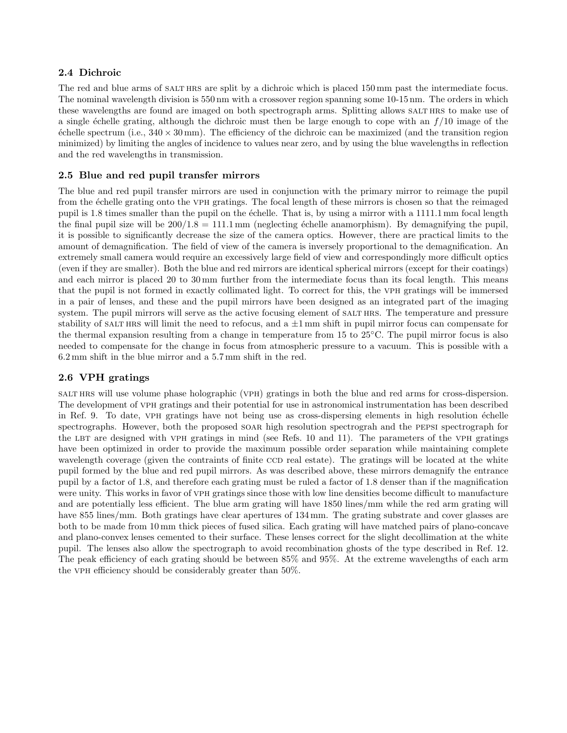### 2.4 Dichroic

The red and blue arms of SALT HRS are split by a dichroic which is placed 150 mm past the intermediate focus. The nominal wavelength division is 550 nm with a crossover region spanning some 10-15 nm. The orders in which these wavelengths are found are imaged on both spectrograph arms. Splitting allows SALT HRS to make use of a single échelle grating, although the dichroic must then be large enough to cope with an $f/10$ image of the échelle spectrum (i.e., $340 \times 30$ mm). The efficiency of the dichroic can be maximized (and the transition region minimized) by limiting the angles of incidence to values near zero, and by using the blue wavelengths in reflection and the red wavelengths in transmission.

### 2.5 Blue and red pupil transfer mirrors

The blue and red pupil transfer mirrors are used in conjunction with the primary mirror to reimage the pupil from the échelle grating onto the VPH gratings. The focal length of these mirrors is chosen so that the reimaged pupil is 1.8 times smaller than the pupil on the échelle. That is, by using a mirror with a 1111.1 mm focal length the final pupil size will be $200/1.8 = 111.1$ mm (neglecting échelle anamorphism). By demagnifying the pupil, it is possible to significantly decrease the size of the camera optics. However, there are practical limits to the amount of demagnification. The field of view of the camera is inversely proportional to the demagnification. An extremely small camera would require an excessively large field of view and correspondingly more difficult optics (even if they are smaller). Both the blue and red mirrors are identical spherical mirrors (except for their coatings) and each mirror is placed 20 to 30 mm further from the intermediate focus than its focal length. This means that the pupil is not formed in exactly collimated light. To correct for this, the VPH gratings will be immersed in a pair of lenses, and these and the pupil mirrors have been designed as an integrated part of the imaging system. The pupil mirrors will serve as the active focusing element of SALT HRS. The temperature and pressure stability of SALT HRS will limit the need to refocus, and a $\pm 1$ mm shift in pupil mirror focus can compensate for the thermal expansion resulting from a change in temperature from 15 to 25°C. The pupil mirror focus is also needed to compensate for the change in focus from atmospheric pressure to a vacuum. This is possible with a 6.2 mm shift in the blue mirror and a 5.7 mm shift in the red.

### 2.6 VPH gratings

SALT HRS will use volume phase holographic (VPH) gratings in both the blue and red arms for cross-dispersion. The development of VPH gratings and their potential for use in astronomical instrumentation has been described in Ref. 9. To date, VPH gratings have not being use as cross-dispersing elements in high resolution échelle spectrographs. However, both the proposed SOAR high resolution spectrograh and the PEPSI spectrograph for the LBT are designed with VPH gratings in mind (see Refs. 10 and 11). The parameters of the VPH gratings have been optimized in order to provide the maximum possible order separation while maintaining complete wavelength coverage (given the contraints of finite CCD real estate). The gratings will be located at the white pupil formed by the blue and red pupil mirrors. As was described above, these mirrors demagnify the entrance pupil by a factor of 1.8, and therefore each grating must be ruled a factor of 1.8 denser than if the magnification were unity. This works in favor of VPH gratings since those with low line densities become difficult to manufacture and are potentially less efficient. The blue arm grating will have 1850 lines/mm while the red arm grating will have 855 lines/mm. Both gratings have clear apertures of 134 mm. The grating substrate and cover glasses are both to be made from 10 mm thick pieces of fused silica. Each grating will have matched pairs of plano-concave and plano-convex lenses cemented to their surface. These lenses correct for the slight decollimation at the white pupil. The lenses also allow the spectrograph to avoid recombination ghosts of the type described in Ref. 12. The peak efficiency of each grating should be between 85% and 95%. At the extreme wavelengths of each arm the VPH efficiency should be considerably greater than 50%.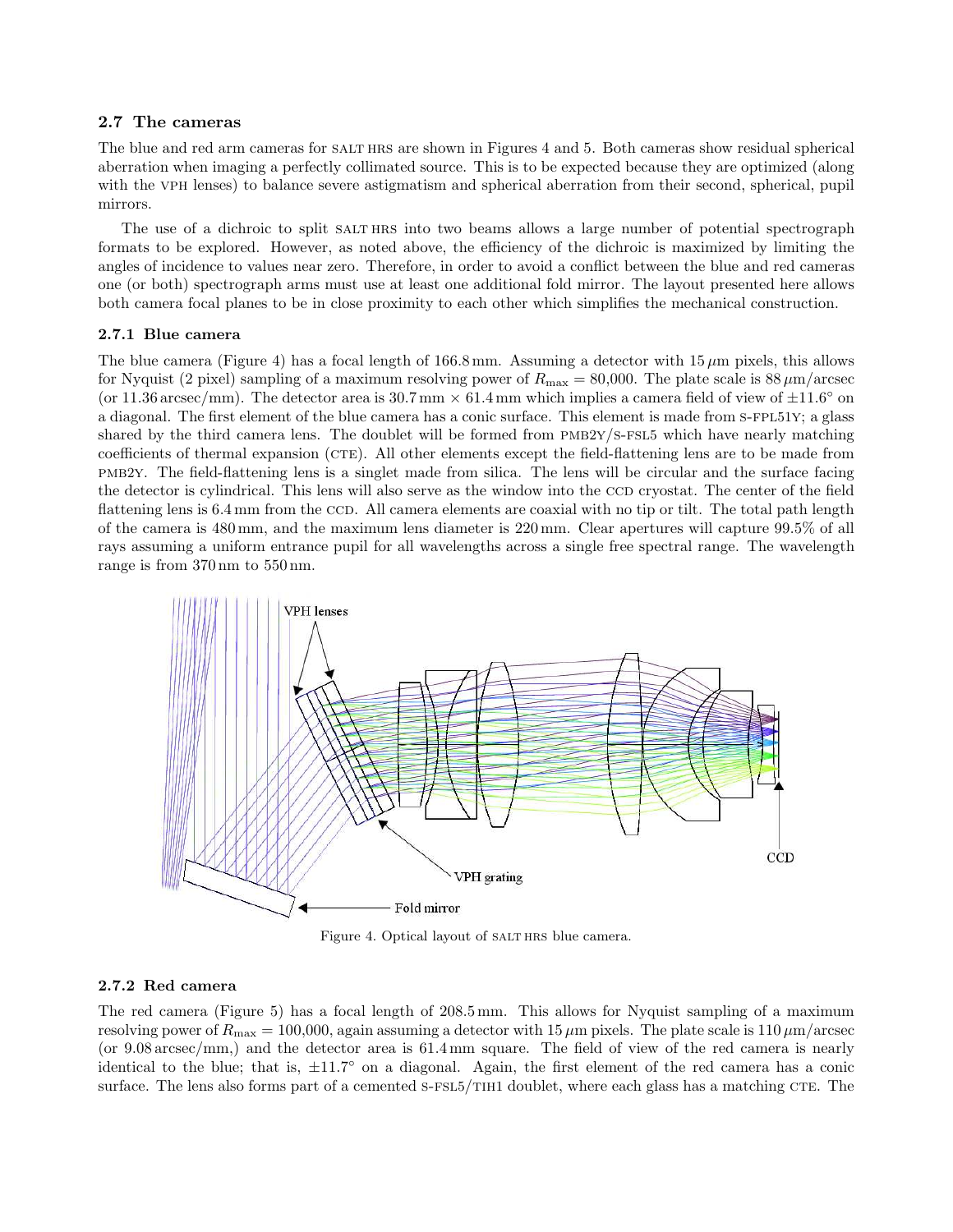### 2.7 The cameras

The blue and red arm cameras for SALT HRS are shown in Figures 4 and 5. Both cameras show residual spherical aberration when imaging a perfectly collimated source. This is to be expected because they are optimized (along with the VPH lenses) to balance severe astigmatism and spherical aberration from their second, spherical, pupil mirrors.

The use of a dichroic to split SALT HRS into two beams allows a large number of potential spectrograph formats to be explored. However, as noted above, the efficiency of the dichroic is maximized by limiting the angles of incidence to values near zero. Therefore, in order to avoid a conflict between the blue and red cameras one (or both) spectrograph arms must use at least one additional fold mirror. The layout presented here allows both camera focal planes to be in close proximity to each other which simplifies the mechanical construction.

#### 2.7.1 Blue camera

The blue camera (Figure 4) has a focal length of 166.8 mm. Assuming a detector with 15 $\mu$m pixels, this allows for Nyquist (2 pixel) sampling of a maximum resolving power of $R_{\max} = 80{,}000$. The plate scale is 88 $\mu$m/arcsec (or 11.36 arcsec/mm). The detector area is 30.7 mm $\times$ 61.4 mm which implies a camera field of view of $\pm 11.6^{\circ}$ on a diagonal. The first element of the blue camera has a conic surface. This element is made from S-FPL51Y; a glass shared by the third camera lens. The doublet will be formed from PMB2Y/S-FSL5 which have nearly matching coefficients of thermal expansion (CTE). All other elements except the field-flattening lens are to be made from PMB2Y. The field-flattening lens is a singlet made from silica. The lens will be circular and the surface facing the detector is cylindrical. This lens will also serve as the window into the CCD cryostat. The center of the field flattening lens is 6.4 mm from the CCD. All camera elements are coaxial with no tip or tilt. The total path length of the camera is 480 mm, and the maximum lens diameter is 220 mm. Clear apertures will capture 99.5% of all rays assuming a uniform entrance pupil for all wavelengths across a single free spectral range. The wavelength range is from 370 nm to 550 nm.

Figure 4. Optical layout of SALT HRS blue camera.

#### 2.7.2 Red camera

The red camera (Figure 5) has a focal length of 208.5 mm. This allows for Nyquist sampling of a maximum resolving power of $R_{\max} = 100{,}000$, again assuming a detector with 15 $\mu$m pixels. The plate scale is 110 $\mu$m/arcsec (or 9.08 arcsec/mm,) and the detector area is 61.4 mm square. The field of view of the red camera is nearly identical to the blue; that is, $\pm 11.7^{\circ}$ on a diagonal. Again, the first element of the red camera has a conic surface. The lens also forms part of a cemented S-FSL5/TIH1 doublet, where each glass has a matching CTE. The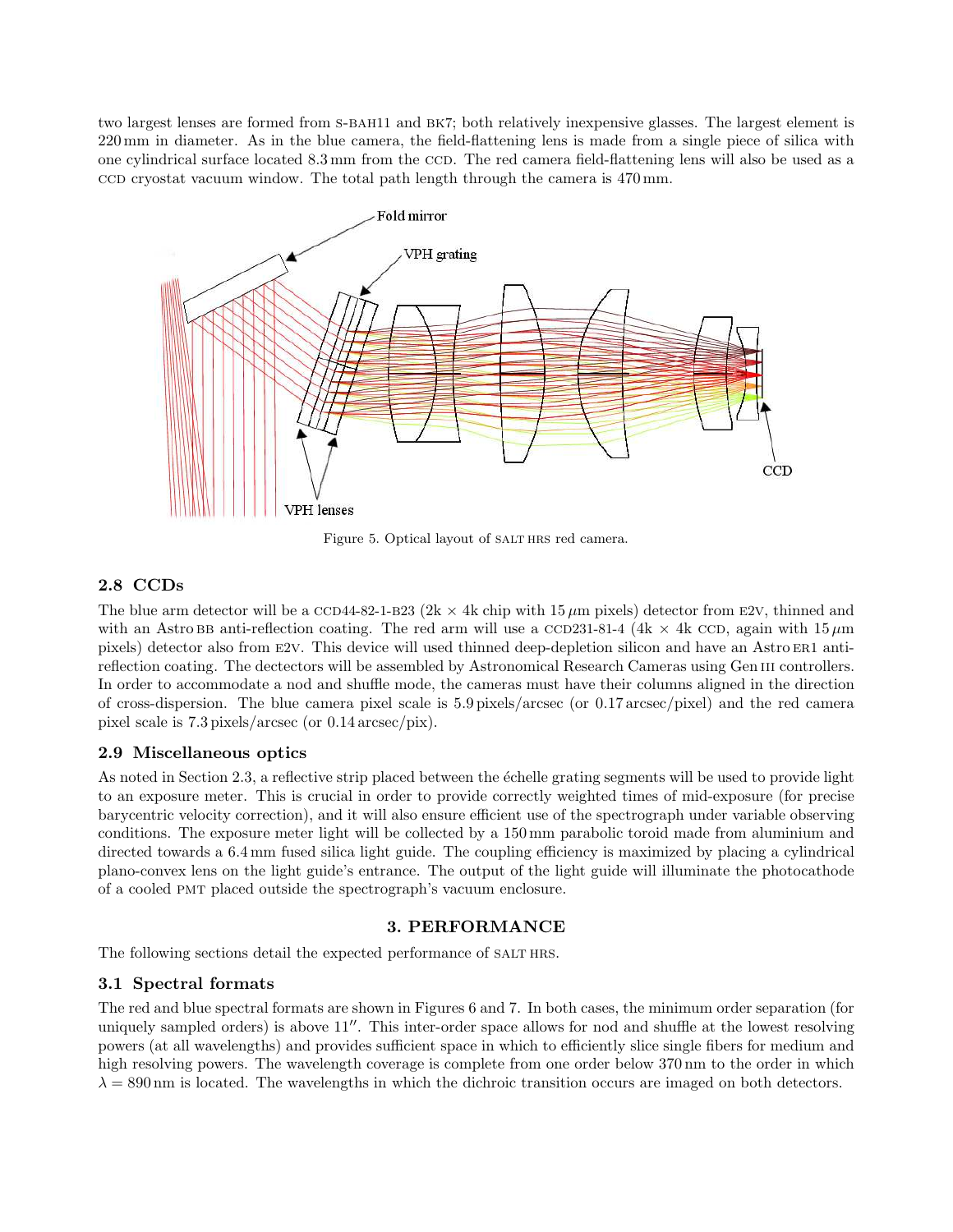two largest lenses are formed from S-BAH11 and BK7; both relatively inexpensive glasses. The largest element is 220 mm in diameter. As in the blue camera, the field-flattening lens is made from a single piece of silica with one cylindrical surface located 8.3 mm from the CCD. The red camera field-flattening lens will also be used as a CCD cryostat vacuum window. The total path length through the camera is 470 mm.

Figure 5. Optical layout of SALT HRS red camera.

### 2.8 CCDs

The blue arm detector will be a CCD44-82-1-B23 (2k × 4k chip with 15 $\mu$m pixels) detector from E2V, thinned and with an Astro BB anti-reflection coating. The red arm will use a CCD231-81-4 (4k × 4k CCD, again with 15 $\mu$m pixels) detector also from E2V. This device will used thinned deep-depletion silicon and have an Astro ER1 anti-reflection coating. The dectectors will be assembled by Astronomical Research Cameras using Gen III controllers. In order to accommodate a nod and shuffle mode, the cameras must have their columns aligned in the direction of cross-dispersion. The blue camera pixel scale is 5.9 pixels/arcsec (or 0.17 arcsec/pixel) and the red camera pixel scale is 7.3 pixels/arcsec (or 0.14 arcsec/pix).

### 2.9 Miscellaneous optics

As noted in Section 2.3, a reflective strip placed between the échelle grating segments will be used to provide light to an exposure meter. This is crucial in order to provide correctly weighted times of mid-exposure (for precise barycentric velocity correction), and it will also ensure efficient use of the spectrograph under variable observing conditions. The exposure meter light will be collected by a 150 mm parabolic toroid made from aluminium and directed towards a 6.4 mm fused silica light guide. The coupling efficiency is maximized by placing a cylindrical plano-convex lens on the light guide's entrance. The output of the light guide will illuminate the photocathode of a cooled PMT placed outside the spectrograph's vacuum enclosure.

## 3. PERFORMANCE

The following sections detail the expected performance of SALT HRS.

### 3.1 Spectral formats

The red and blue spectral formats are shown in Figures 6 and 7. In both cases, the minimum order separation (for uniquely sampled orders) is above 11″. This inter-order space allows for nod and shuffle at the lowest resolving powers (at all wavelengths) and provides sufficient space in which to efficiently slice single fibers for medium and high resolving powers. The wavelength coverage is complete from one order below 370 nm to the order in which $\lambda = 890$ nm is located. The wavelengths in which the dichroic transition occurs are imaged on both detectors.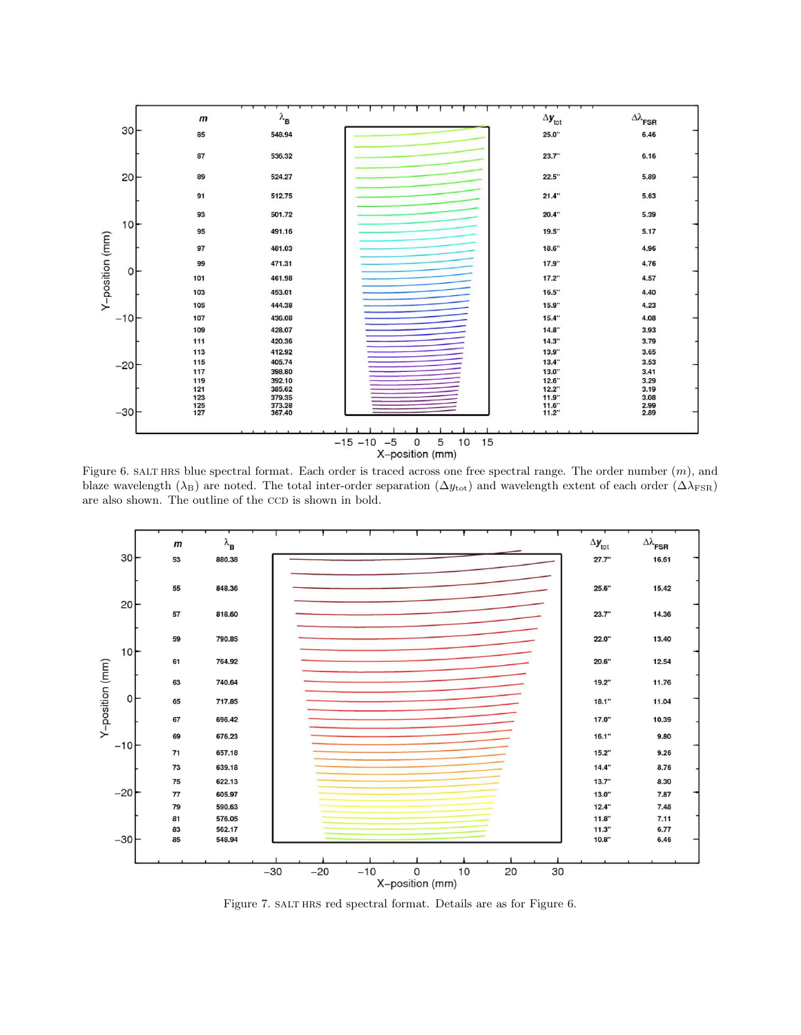Figure 6. SALT HRS blue spectral format. Each order is traced across one free spectral range. The order number ($m$), and blaze wavelength ($\lambda_B$) are noted. The total inter-order separation ($\Delta y_{tot}$) and wavelength extent of each order ($\Delta\lambda_{FSR}$) are also shown. The outline of the CCD is shown in bold.

Figure 7. SALT HRS red spectral format. Details are as for Figure 6.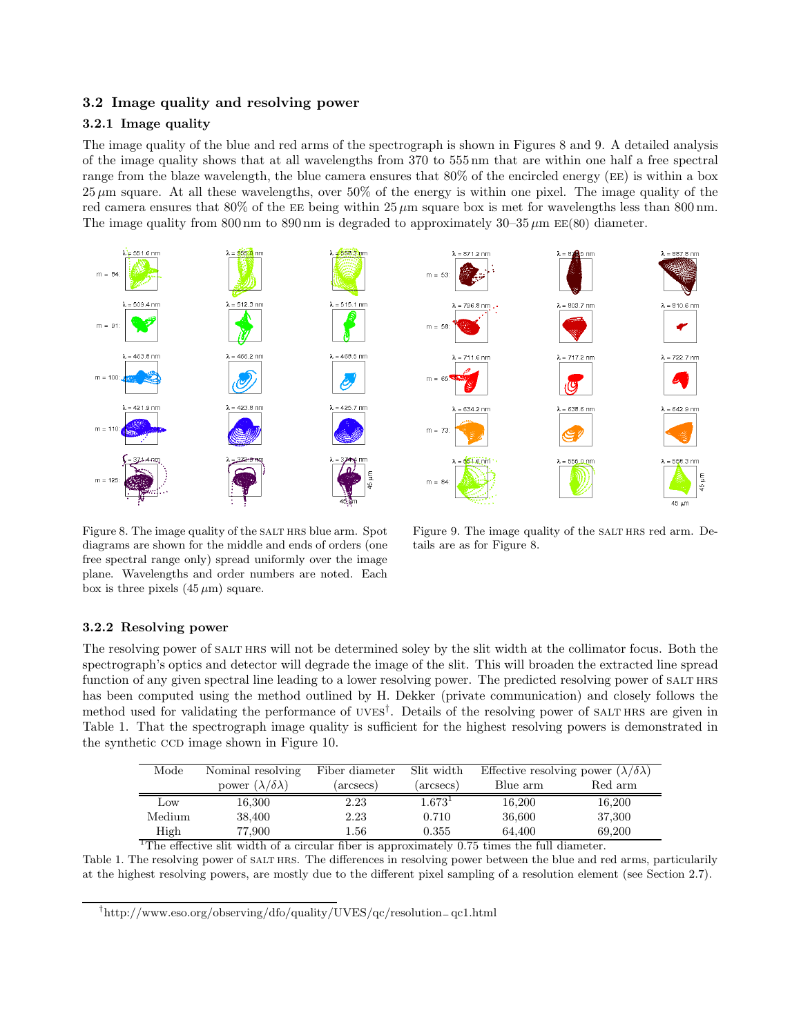### 3.2 Image quality and resolving power

#### 3.2.1 Image quality

The image quality of the blue and red arms of the spectrograph is shown in Figures 8 and 9. A detailed analysis of the image quality shows that at all wavelengths from 370 to 555 nm that are within one half a free spectral range from the blaze wavelength, the blue camera ensures that 80% of the encircled energy (EE) is within a box 25 $\mu$m square. At all these wavelengths, over 50% of the energy is within one pixel. The image quality of the red camera ensures that 80% of the EE being within 25 $\mu$m square box is met for wavelengths less than 800 nm. The image quality from 800 nm to 890 nm is degraded to approximately 30–35 $\mu$m EE(80) diameter.

Figure 8. The image quality of the SALT HRS blue arm. Spot diagrams are shown for the middle and ends of orders (one free spectral range only) spread uniformly over the image plane. Wavelengths and order numbers are noted. Each box is three pixels (45 $\mu$m) square.

Figure 9. The image quality of the SALT HRS red arm. Details are as for Figure 8.

#### 3.2.2 Resolving power

The resolving power of SALT HRS will not be determined soley by the slit width at the collimator focus. Both the spectrograph's optics and detector will degrade the image of the slit. This will broaden the extracted line spread function of any given spectral line leading to a lower resolving power. The predicted resolving power of SALT HRS has been computed using the method outlined by H. Dekker (private communication) and closely follows the method used for validating the performance of UVES[†]. Details of the resolving power of SALT HRS are given in Table 1. That the spectrograph image quality is sufficient for the highest resolving powers is demonstrated in the synthetic CCD image shown in Figure 10.

| Mode | Nominal resolving power ($\lambda/\delta\lambda$) | Fiber diameter (arcsecs) | Slit width (arcsecs) | Effective resolving power ($\lambda/\delta\lambda$) Blue arm | Red arm |
|---|---|---|---|---|---|
| Low | 16,300 | 2.23 | 1.673[1] | 16,200 | 16,200 |
| Medium | 38,400 | 2.23 | 0.710 | 36,600 | 37,300 |
| High | 77,900 | 1.56 | 0.355 | 64,400 | 69,200 |

[1]The effective slit width of a circular fiber is approximately 0.75 times the full diameter.

Table 1. The resolving power of SALT HRS. The differences in resolving power between the blue and red arms, particularly at the highest resolving powers, are mostly due to the different pixel sampling of a resolution element (see Section 2.7).

[†]http://www.eso.org/observing/dfo/quality/UVES/qc/resolution_qc1.html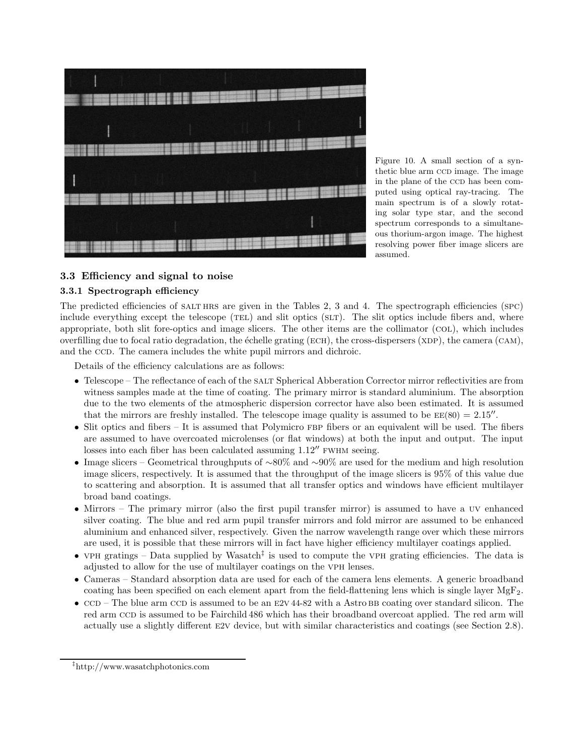Figure 10. A small section of a synthetic blue arm CCD image. The image in the plane of the CCD has been computed using optical ray-tracing. The main spectrum is of a slowly rotating solar type star, and the second spectrum corresponds to a simultaneous thorium-argon image. The highest resolving power fiber image slicers are assumed.

### 3.3 Efficiency and signal to noise

#### 3.3.1 Spectrograph efficiency

The predicted efficiencies of SALT HRS are given in the Tables 2, 3 and 4. The spectrograph efficiencies (SPC) include everything except the telescope (TEL) and slit optics (SLT). The slit optics include fibers and, where appropriate, both slit fore-optics and image slicers. The other items are the collimator (COL), which includes overfilling due to focal ratio degradation, the échelle grating (ECH), the cross-dispersers (XDP), the camera (CAM), and the CCD. The camera includes the white pupil mirrors and dichroic.

Details of the efficiency calculations are as follows:

- Telescope – The reflectance of each of the SALT Spherical Abberation Corrector mirror reflectivities are from witness samples made at the time of coating. The primary mirror is standard aluminium. The absorption due to the two elements of the atmospheric dispersion corrector have also been estimated. It is assumed that the mirrors are freshly installed. The telescope image quality is assumed to be EE(80) = 2.15″.
- Slit optics and fibers – It is assumed that Polymicro FBP fibers or an equivalent will be used. The fibers are assumed to have overcoated microlenses (or flat windows) at both the input and output. The input losses into each fiber has been calculated assuming 1.12″ FWHM seeing.
- Image slicers – Geometrical throughputs of ∼80% and ∼90% are used for the medium and high resolution image slicers, respectively. It is assumed that the throughput of the image slicers is 95% of this value due to scattering and absorption. It is assumed that all transfer optics and windows have efficient multilayer broad band coatings.
- Mirrors – The primary mirror (also the first pupil transfer mirror) is assumed to have a UV enhanced silver coating. The blue and red arm pupil transfer mirrors and fold mirror are assumed to be enhanced aluminium and enhanced silver, respectively. Given the narrow wavelength range over which these mirrors are used, it is possible that these mirrors will in fact have higher efficiency multilayer coatings applied.
- VPH gratings – Data supplied by Wasatch[‡] is used to compute the VPH grating efficiencies. The data is adjusted to allow for the use of multilayer coatings on the VPH lenses.
- Cameras – Standard absorption data are used for each of the camera lens elements. A generic broadband coating has been specified on each element apart from the field-flattening lens which is single layer $MgF_2$.
- CCD – The blue arm CCD is assumed to be an E2V 44-82 with a Astro BB coating over standard silicon. The red arm CCD is assumed to be Fairchild 486 which has their broadband overcoat applied. The red arm will actually use a slightly different E2V device, but with similar characteristics and coatings (see Section 2.8).

[‡]http://www.wasatchphotonics.com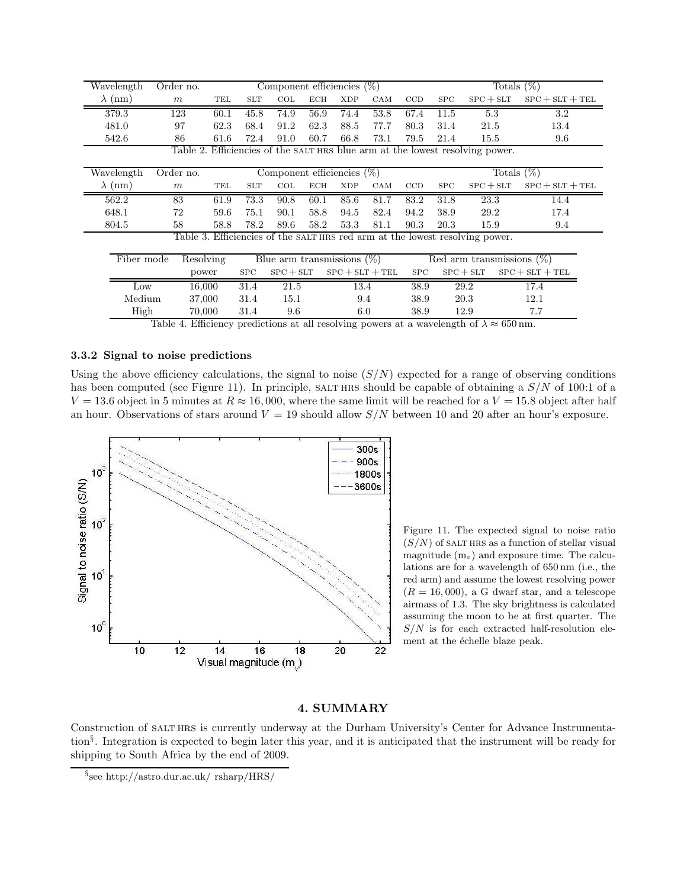| Wavelength | Order no. | Component efficiencies (%) | | | | | | | | Totals (%) | |
|---|---|---|---|---|---|---|---|---|---|---|---|
| $\lambda$ (nm) | $m$ | TEL | SLT | COL | ECH | XDP | CAM | CCD | SPC | SPC + SLT | SPC + SLT + TEL |
| 379.3 | 123 | 60.1 | 45.8 | 74.9 | 56.9 | 74.4 | 53.8 | 67.4 | 11.5 | 5.3 | 3.2 |
| 481.0 | 97 | 62.3 | 68.4 | 91.2 | 62.3 | 88.5 | 77.7 | 80.3 | 31.4 | 21.5 | 13.4 |
| 542.6 | 86 | 61.6 | 72.4 | 91.0 | 60.7 | 66.8 | 73.1 | 79.5 | 21.4 | 15.5 | 9.6 |

Table 2. Efficiencies of the SALT HRS blue arm at the lowest resolving power.

| Wavelength | Order no. | Component efficiencies (%) | | | | | | | | Totals (%) | |
|---|---|---|---|---|---|---|---|---|---|---|---|
| $\lambda$ (nm) | $m$ | TEL | SLT | COL | ECH | XDP | CAM | CCD | SPC | SPC + SLT | SPC + SLT + TEL |
| 562.2 | 83 | 61.9 | 73.3 | 90.8 | 60.1 | 85.6 | 81.7 | 83.2 | 31.8 | 23.3 | 14.4 |
| 648.1 | 72 | 59.6 | 75.1 | 90.1 | 58.8 | 94.5 | 82.4 | 94.2 | 38.9 | 29.2 | 17.4 |
| 804.5 | 58 | 58.8 | 78.2 | 89.6 | 58.2 | 53.3 | 81.1 | 90.3 | 20.3 | 15.9 | 9.4 |

Table 3. Efficiencies of the SALT HRS red arm at the lowest resolving power.

| Fiber mode | Resolving | Blue arm transmissions (%) | | | Red arm transmissions (%) | | |
|---|---|---|---|---|---|---|---|
| | power | SPC | SPC + SLT | SPC + SLT + TEL | SPC | SPC + SLT | SPC + SLT + TEL |
| Low | 16,000 | 31.4 | 21.5 | 13.4 | 38.9 | 29.2 | 17.4 |
| Medium | 37,000 | 31.4 | 15.1 | 9.4 | 38.9 | 20.3 | 12.1 |
| High | 70,000 | 31.4 | 9.6 | 6.0 | 38.9 | 12.9 | 7.7 |

Table 4. Efficiency predictions at all resolving powers at a wavelength of $\lambda \approx 650$ nm.

### 3.3.2 Signal to noise predictions

Using the above efficiency calculations, the signal to noise ($S/N$) expected for a range of observing conditions has been computed (see Figure 11). In principle, SALT HRS should be capable of obtaining a $S/N$ of 100:1 of a $V = 13.6$ object in 5 minutes at $R \approx 16,000$, where the same limit will be reached for a $V = 15.8$ object after half an hour. Observations of stars around $V = 19$ should allow $S/N$ between 10 and 20 after an hour's exposure.

Figure 11. The expected signal to noise ratio ($S/N$) of SALT HRS as a function of stellar visual magnitude ($m_v$) and exposure time. The calculations are for a wavelength of 650 nm (i.e., the red arm) and assume the lowest resolving power ($R = 16,000$), a G dwarf star, and a telescope airmass of 1.3. The sky brightness is calculated assuming the moon to be at first quarter. The $S/N$ is for each extracted half-resolution element at the échelle blaze peak.

## 4. SUMMARY

Construction of SALT HRS is currently underway at the Durham University's Center for Advance Instrumentation[§]. Integration is expected to begin later this year, and it is anticipated that the instrument will be ready for shipping to South Africa by the end of 2009.

[§]see http://astro.dur.ac.uk/ rsharp/HRS/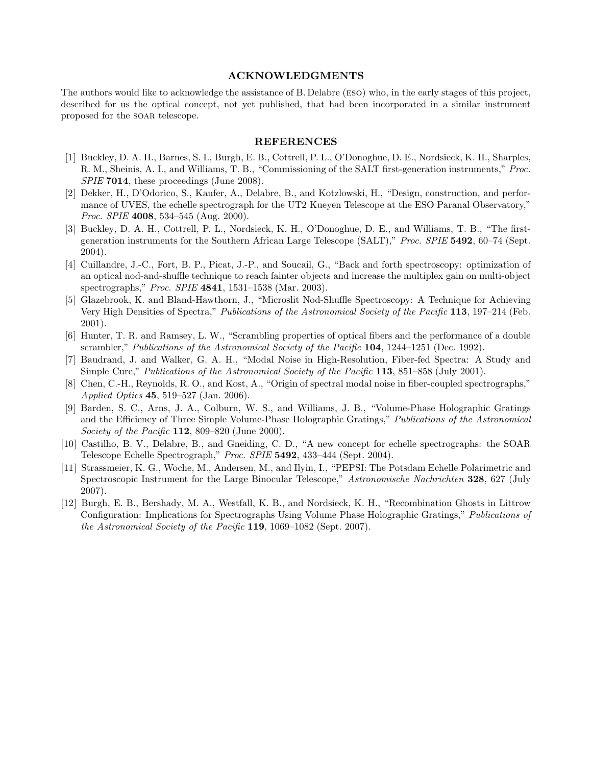## ACKNOWLEDGMENTS

The authors would like to acknowledge the assistance of B. Delabre (ESO) who, in the early stages of this project, described for us the optical concept, not yet published, that had been incorporated in a similar instrument proposed for the SOAR telescope.

## REFERENCES

[1] Buckley, D. A. H., Barnes, S. I., Burgh, E. B., Cottrell, P. L., O'Donoghue, D. E., Nordsieck, K. H., Sharples, R. M., Sheinis, A. I., and Williams, T. B., "Commissioning of the SALT first-generation instruments," *Proc. SPIE* **7014**, these proceedings (June 2008).

[2] Dekker, H., D'Odorico, S., Kaufer, A., Delabre, B., and Kotzlowski, H., "Design, construction, and performance of UVES, the echelle spectrograph for the UT2 Kueyen Telescope at the ESO Paranal Observatory," *Proc. SPIE* **4008**, 534–545 (Aug. 2000).

[3] Buckley, D. A. H., Cottrell, P. L., Nordsieck, K. H., O'Donoghue, D. E., and Williams, T. B., "The first-generation instruments for the Southern African Large Telescope (SALT)," *Proc. SPIE* **5492**, 60–74 (Sept. 2004).

[4] Cuillandre, J.-C., Fort, B. P., Picat, J.-P., and Soucail, G., "Back and forth spectroscopy: optimization of an optical nod-and-shuffle technique to reach fainter objects and increase the multiplex gain on multi-object spectrographs," *Proc. SPIE* **4841**, 1531–1538 (Mar. 2003).

[5] Glazebrook, K. and Bland-Hawthorn, J., "Microslit Nod-Shuffle Spectroscopy: A Technique for Achieving Very High Densities of Spectra," *Publications of the Astronomical Society of the Pacific* **113**, 197–214 (Feb. 2001).

[6] Hunter, T. R. and Ramsey, L. W., "Scrambling properties of optical fibers and the performance of a double scrambler," *Publications of the Astronomical Society of the Pacific* **104**, 1244–1251 (Dec. 1992).

[7] Baudrand, J. and Walker, G. A. H., "Modal Noise in High-Resolution, Fiber-fed Spectra: A Study and Simple Cure," *Publications of the Astronomical Society of the Pacific* **113**, 851–858 (July 2001).

[8] Chen, C.-H., Reynolds, R. O., and Kost, A., "Origin of spectral modal noise in fiber-coupled spectrographs," *Applied Optics* **45**, 519–527 (Jan. 2006).

[9] Barden, S. C., Arns, J. A., Colburn, W. S., and Williams, J. B., "Volume-Phase Holographic Gratings and the Efficiency of Three Simple Volume-Phase Holographic Gratings," *Publications of the Astronomical Society of the Pacific* **112**, 809–820 (June 2000).

[10] Castilho, B. V., Delabre, B., and Gneiding, C. D., "A new concept for echelle spectrographs: the SOAR Telescope Echelle Spectrograph," *Proc. SPIE* **5492**, 433–444 (Sept. 2004).

[11] Strassmeier, K. G., Woche, M., Andersen, M., and Ilyin, I., "PEPSI: The Potsdam Echelle Polarimetric and Spectroscopic Instrument for the Large Binocular Telescope," *Astronomische Nachrichten* **328**, 627 (July 2007).

[12] Burgh, E. B., Bershady, M. A., Westfall, K. B., and Nordsieck, K. H., "Recombination Ghosts in Littrow Configuration: Implications for Spectrographs Using Volume Phase Holographic Gratings," *Publications of the Astronomical Society of the Pacific* **119**, 1069–1082 (Sept. 2007).